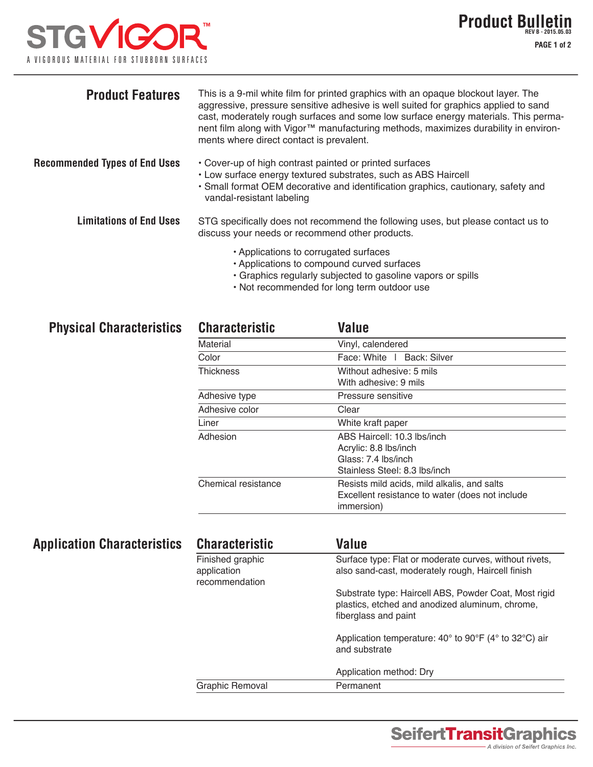# STGVIGOR™

A VIGOROUS MATERIAL FOR STUBBORN SURFACES

**Product Bulletin**
REV B - 2015.05.03

## Product Features

This is a 9-mil white film for printed graphics with an opaque blockout layer. The aggressive, pressure sensitive adhesive is well suited for graphics applied to sand cast, moderately rough surfaces and some low surface energy materials. This permanent film along with Vigor™ manufacturing methods, maximizes durability in environments where direct contact is prevalent.

## Recommended Types of End Uses

- Cover-up of high contrast painted or printed surfaces
- Low surface energy textured substrates, such as ABS Haircell
- Small format OEM decorative and identification graphics, cautionary, safety and vandal-resistant labeling

## Limitations of End Uses

STG specifically does not recommend the following uses, but please contact us to discuss your needs or recommend other products.

- Applications to corrugated surfaces
- Applications to compound curved surfaces
- Graphics regularly subjected to gasoline vapors or spills
- Not recommended for long term outdoor use

## Physical Characteristics

| Characteristic | Value |
|---|---|
| Material | Vinyl, calendered |
| Color | Face: White I Back: Silver |
| Thickness | Without adhesive: 5 mils<br>With adhesive: 9 mils |
| Adhesive type | Pressure sensitive |
| Adhesive color | Clear |
| Liner | White kraft paper |
| Adhesion | ABS Haircell: 10.3 lbs/inch<br>Acrylic: 8.8 lbs/inch<br>Glass: 7.4 lbs/inch<br>Stainless Steel: 8.3 lbs/inch |
| Chemical resistance | Resists mild acids, mild alkalis, and salts<br>Excellent resistance to water (does not include immersion) |

## Application Characteristics

| Characteristic | Value |
|---|---|
| Finished graphic application recommendation | Surface type: Flat or moderate curves, without rivets, also sand-cast, moderately rough, Haircell finish<br><br>Substrate type: Haircell ABS, Powder Coat, Most rigid plastics, etched and anodized aluminum, chrome, fiberglass and paint<br><br>Application temperature: 40° to 90°F (4° to 32°C) air and substrate<br><br>Application method: Dry |
| Graphic Removal | Permanent |

**SeifertTransitGraphics**
*A division of Seifert Graphics Inc.*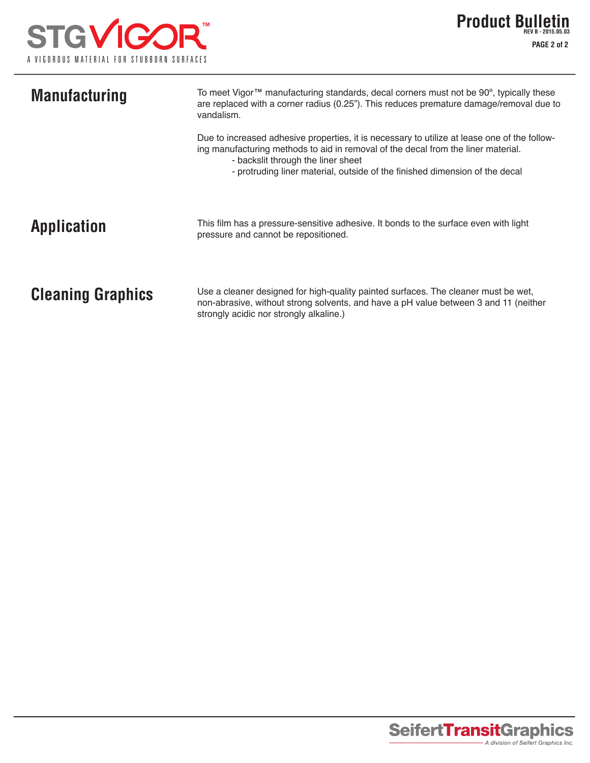## Manufacturing

To meet Vigor™ manufacturing standards, decal corners must not be 90º, typically these are replaced with a corner radius (0.25"). This reduces premature damage/removal due to vandalism.

Due to increased adhesive properties, it is necessary to utilize at lease one of the following manufacturing methods to aid in removal of the decal from the liner material.

- backslit through the liner sheet
- protruding liner material, outside of the finished dimension of the decal

## Application

This film has a pressure-sensitive adhesive. It bonds to the surface even with light pressure and cannot be repositioned.

## Cleaning Graphics

Use a cleaner designed for high-quality painted surfaces. The cleaner must be wet, non-abrasive, without strong solvents, and have a pH value between 3 and 11 (neither strongly acidic nor strongly alkaline.)